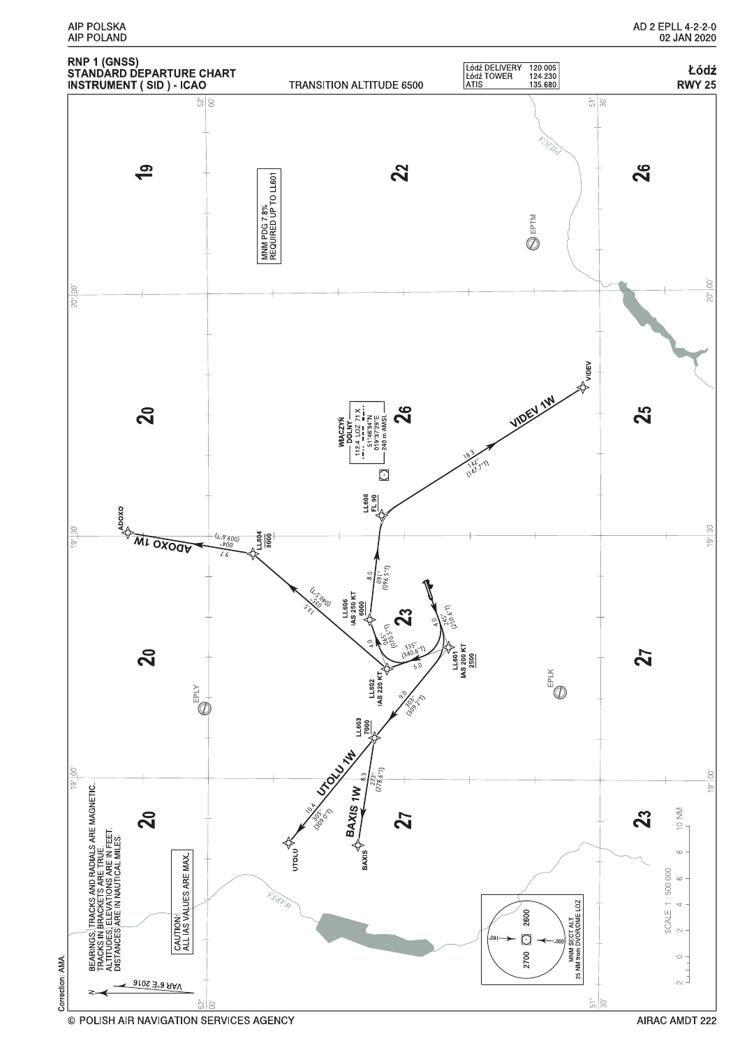# RNP 1 (GNSS) STANDARD DEPARTURE CHART INSTRUMENT ( SID ) - ICAO

**TRANSITION ALTITUDE 6500**

| | |
|---|---|
| Łódź DELIVERY | 120.005 |
| Łódź TOWER | 124.230 |
| ATIS | 135.680 |

**Łódź RWY 25**

MNM PDG 7.8% REQUIRED UP TO LL601

WIACZYŃ DOLNY
112.4 LOZ 71 X
51°46'34"N
019°37'29"E
240 m AMSL

VIDEV 1W

LL608 FL 90 — 18.3 — 142° (147.7°T) — VIDEV

LL606 IAS 250 KT 6000 — 8.0 — 091° (096.5°T) — LL608

LL602 IAS 220 KT — 4.0 — 065° (070.5°T) — LL606

LL601 IAS 200 KT 2500 — 4.0 — 245° (250.6°T)

LL601 — 5.0 — 335° (340.6°T) — LL602

ADOXO 1W

LL602 — 13.5 — 035° (040.5°T) — LL604 8000

LL604 — 9.7 — 004° (009.7°T) — ADOXO

LL601 — 9.0 — 303° (309.2°T) — LL603 7000

UTOLU 1W

LL603 — 10.4 — 303° (309.0°T) — UTOLU

BAXIS 1W

LL603 — 8.3 — 273° (278.6°T) — BAXIS

EPTM, EPLY, EPLK

PILICA, WARTA

MNM SECT ALT 25 NM from DVOR/DME LOZ: 180°–000° 2700; 000°–180° 2600

SCALE 1 : 500 000 — 2 0 2 4 6 8 10 NM

BEARINGS, TRACKS AND RADIALS ARE MAGNETIC. TRACKS IN BRACKETS ARE TRUE. ALTITUDES, ELEVATIONS ARE IN FEET. DISTANCES ARE IN NAUTICAL MILES.

CAUTION: ALL IAS VALUES ARE MAX.

VAR 6°E 2016

Correction: AMA.

© POLISH AIR NAVIGATION SERVICES AGENCY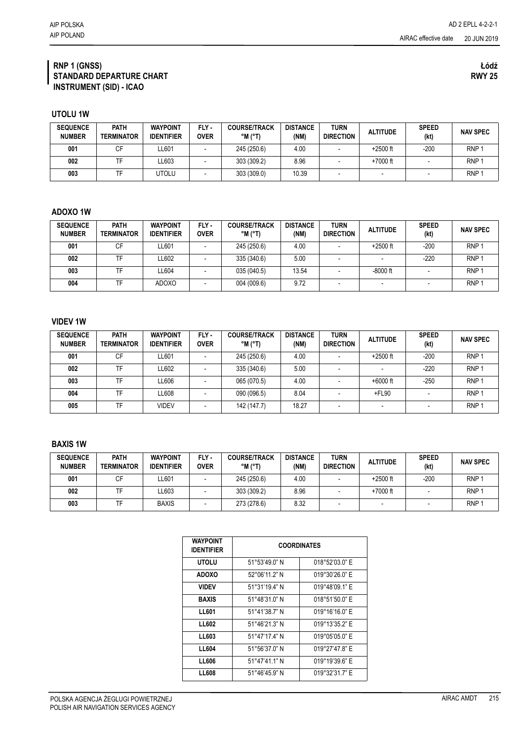**RNP 1 (GNSS)**
**STANDARD DEPARTURE CHART**
**INSTRUMENT (SID) - ICAO**

**Łódź**
**RWY 25**

### UTOLU 1W

| SEQUENCE NUMBER | PATH TERMINATOR | WAYPOINT IDENTIFIER | FLY - OVER | COURSE/TRACK °M (°T) | DISTANCE (NM) | TURN DIRECTION | ALTITUDE | SPEED (kt) | NAV SPEC |
|---|---|---|---|---|---|---|---|---|---|
| 001 | CF | LL601 | - | 245 (250.6) | 4.00 | - | +2500 ft | -200 | RNP 1 |
| 002 | TF | LL603 | - | 303 (309.2) | 8.96 | - | +7000 ft | - | RNP 1 |
| 003 | TF | UTOLU | - | 303 (309.0) | 10.39 | - | - | - | RNP 1 |

### ADOXO 1W

| SEQUENCE NUMBER | PATH TERMINATOR | WAYPOINT IDENTIFIER | FLY - OVER | COURSE/TRACK °M (°T) | DISTANCE (NM) | TURN DIRECTION | ALTITUDE | SPEED (kt) | NAV SPEC |
|---|---|---|---|---|---|---|---|---|---|
| 001 | CF | LL601 | - | 245 (250.6) | 4.00 | - | +2500 ft | -200 | RNP 1 |
| 002 | TF | LL602 | - | 335 (340.6) | 5.00 | - | - | -220 | RNP 1 |
| 003 | TF | LL604 | - | 035 (040.5) | 13.54 | - | -8000 ft | - | RNP 1 |
| 004 | TF | ADOXO | - | 004 (009.6) | 9.72 | - | - | - | RNP 1 |

### VIDEV 1W

| SEQUENCE NUMBER | PATH TERMINATOR | WAYPOINT IDENTIFIER | FLY - OVER | COURSE/TRACK °M (°T) | DISTANCE (NM) | TURN DIRECTION | ALTITUDE | SPEED (kt) | NAV SPEC |
|---|---|---|---|---|---|---|---|---|---|
| 001 | CF | LL601 | - | 245 (250.6) | 4.00 | - | +2500 ft | -200 | RNP 1 |
| 002 | TF | LL602 | - | 335 (340.6) | 5.00 | - | - | -220 | RNP 1 |
| 003 | TF | LL606 | - | 065 (070.5) | 4.00 | - | +6000 ft | -250 | RNP 1 |
| 004 | TF | LL608 | - | 090 (096.5) | 8.04 | - | +FL90 | - | RNP 1 |
| 005 | TF | VIDEV | - | 142 (147.7) | 18.27 | - | - | - | RNP 1 |

### BAXIS 1W

| SEQUENCE NUMBER | PATH TERMINATOR | WAYPOINT IDENTIFIER | FLY - OVER | COURSE/TRACK °M (°T) | DISTANCE (NM) | TURN DIRECTION | ALTITUDE | SPEED (kt) | NAV SPEC |
|---|---|---|---|---|---|---|---|---|---|
| 001 | CF | LL601 | - | 245 (250.6) | 4.00 | - | +2500 ft | -200 | RNP 1 |
| 002 | TF | LL603 | - | 303 (309.2) | 8.96 | - | +7000 ft | - | RNP 1 |
| 003 | TF | BAXIS | - | 273 (278.6) | 8.32 | - | - | - | RNP 1 |

| WAYPOINT IDENTIFIER | COORDINATES | |
|---|---|---|
| **UTOLU** | 51°53'49.0" N | 018°52'03.0" E |
| **ADOXO** | 52°06'11.2" N | 019°30'26.0" E |
| **VIDEV** | 51°31'19.4" N | 019°48'09.1" E |
| **BAXIS** | 51°48'31.0" N | 018°51'50.0" E |
| **LL601** | 51°41'38.7" N | 019°16'16.0" E |
| **LL602** | 51°46'21.3" N | 019°13'35.2" E |
| **LL603** | 51°47'17.4" N | 019°05'05.0" E |
| **LL604** | 51°56'37.0" N | 019°27'47.8" E |
| **LL606** | 51°47'41.1" N | 019°19'39.6" E |
| **LL608** | 51°46'45.9" N | 019°32'31.7" E |